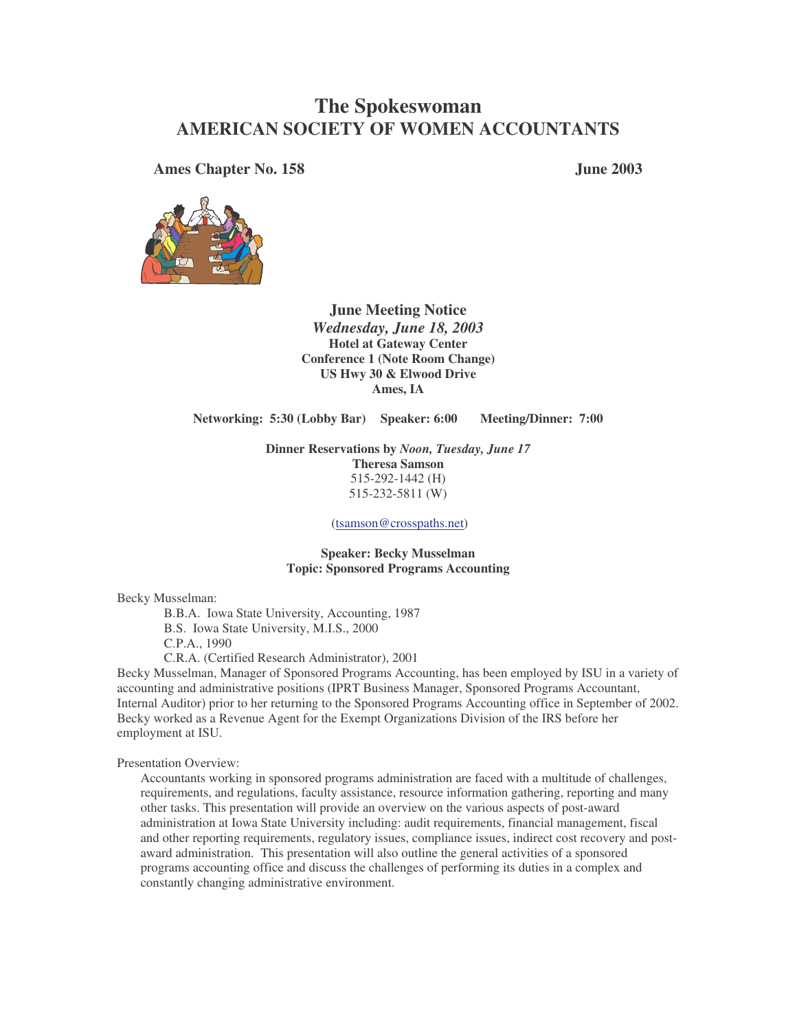# The Spokeswoman
## AMERICAN SOCIETY OF WOMEN ACCOUNTANTS

**Ames Chapter No. 158** **June 2003**

### June Meeting Notice
***Wednesday, June 18, 2003***
**Hotel at Gateway Center**
**Conference 1 (Note Room Change)**
**US Hwy 30 & Elwood Drive**
**Ames, IA**

**Networking: 5:30 (Lobby Bar) Speaker: 6:00 Meeting/Dinner: 7:00**

**Dinner Reservations by** ***Noon, Tuesday, June 17***
**Theresa Samson**
515-292-1442 (H)
515-232-5811 (W)

(tsamson@crosspaths.net)

**Speaker: Becky Musselman**
**Topic: Sponsored Programs Accounting**

Becky Musselman:

- B.B.A. Iowa State University, Accounting, 1987
- B.S. Iowa State University, M.I.S., 2000
- C.P.A., 1990
- C.R.A. (Certified Research Administrator), 2001

Becky Musselman, Manager of Sponsored Programs Accounting, has been employed by ISU in a variety of accounting and administrative positions (IPRT Business Manager, Sponsored Programs Accountant, Internal Auditor) prior to her returning to the Sponsored Programs Accounting office in September of 2002. Becky worked as a Revenue Agent for the Exempt Organizations Division of the IRS before her employment at ISU.

Presentation Overview:

Accountants working in sponsored programs administration are faced with a multitude of challenges, requirements, and regulations, faculty assistance, resource information gathering, reporting and many other tasks. This presentation will provide an overview on the various aspects of post-award administration at Iowa State University including: audit requirements, financial management, fiscal and other reporting requirements, regulatory issues, compliance issues, indirect cost recovery and post-award administration. This presentation will also outline the general activities of a sponsored programs accounting office and discuss the challenges of performing its duties in a complex and constantly changing administrative environment.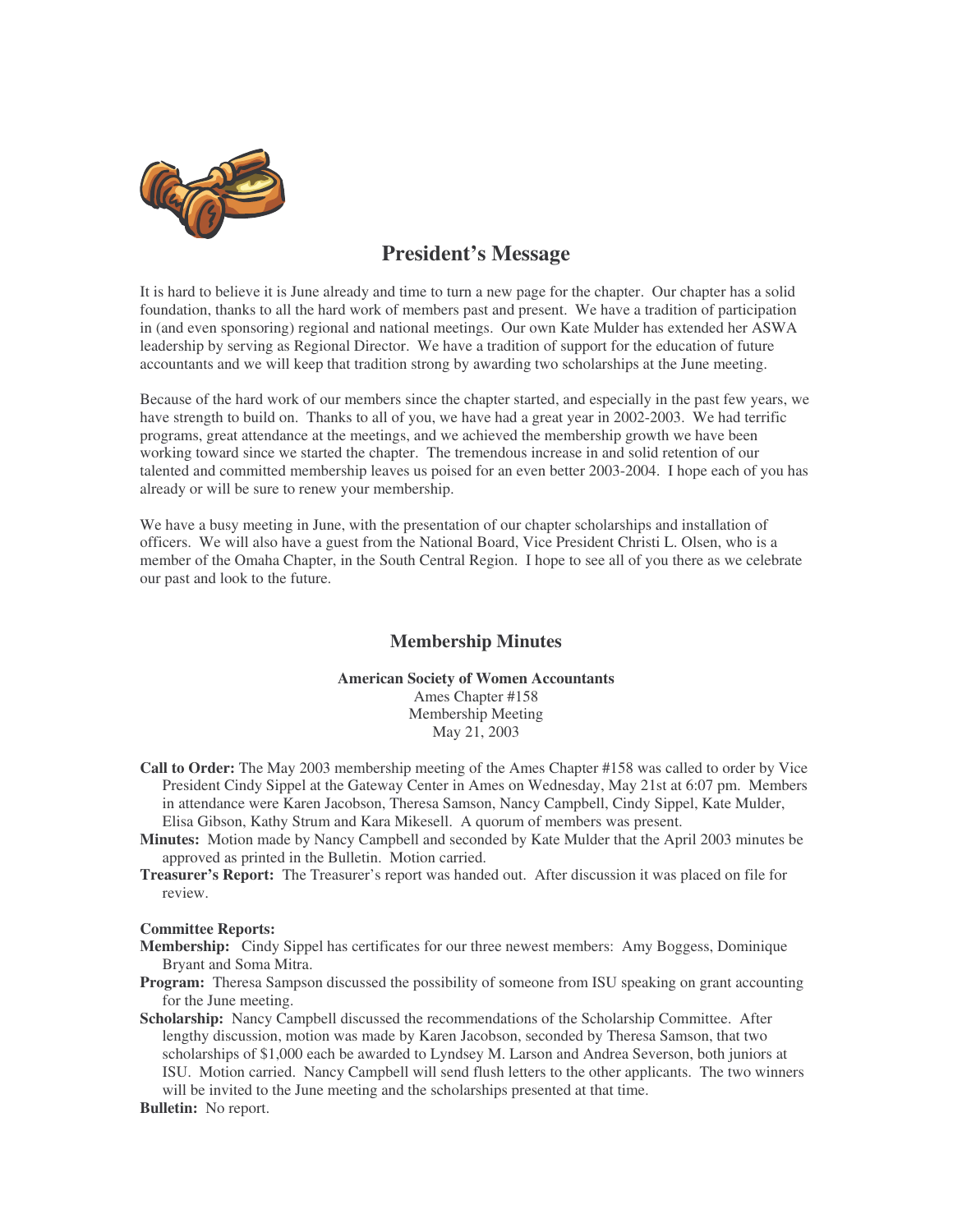## President's Message

It is hard to believe it is June already and time to turn a new page for the chapter. Our chapter has a solid foundation, thanks to all the hard work of members past and present. We have a tradition of participation in (and even sponsoring) regional and national meetings. Our own Kate Mulder has extended her ASWA leadership by serving as Regional Director. We have a tradition of support for the education of future accountants and we will keep that tradition strong by awarding two scholarships at the June meeting.

Because of the hard work of our members since the chapter started, and especially in the past few years, we have strength to build on. Thanks to all of you, we have had a great year in 2002-2003. We had terrific programs, great attendance at the meetings, and we achieved the membership growth we have been working toward since we started the chapter. The tremendous increase in and solid retention of our talented and committed membership leaves us poised for an even better 2003-2004. I hope each of you has already or will be sure to renew your membership.

We have a busy meeting in June, with the presentation of our chapter scholarships and installation of officers. We will also have a guest from the National Board, Vice President Christi L. Olsen, who is a member of the Omaha Chapter, in the South Central Region. I hope to see all of you there as we celebrate our past and look to the future.

## Membership Minutes

**American Society of Women Accountants**
Ames Chapter #158
Membership Meeting
May 21, 2003

**Call to Order:** The May 2003 membership meeting of the Ames Chapter #158 was called to order by Vice President Cindy Sippel at the Gateway Center in Ames on Wednesday, May 21st at 6:07 pm. Members in attendance were Karen Jacobson, Theresa Samson, Nancy Campbell, Cindy Sippel, Kate Mulder, Elisa Gibson, Kathy Strum and Kara Mikesell. A quorum of members was present.

**Minutes:** Motion made by Nancy Campbell and seconded by Kate Mulder that the April 2003 minutes be approved as printed in the Bulletin. Motion carried.

**Treasurer's Report:** The Treasurer's report was handed out. After discussion it was placed on file for review.

**Committee Reports:**

**Membership:** Cindy Sippel has certificates for our three newest members: Amy Boggess, Dominique Bryant and Soma Mitra.

**Program:** Theresa Sampson discussed the possibility of someone from ISU speaking on grant accounting for the June meeting.

**Scholarship:** Nancy Campbell discussed the recommendations of the Scholarship Committee. After lengthy discussion, motion was made by Karen Jacobson, seconded by Theresa Samson, that two scholarships of $1,000 each be awarded to Lyndsey M. Larson and Andrea Severson, both juniors at ISU. Motion carried. Nancy Campbell will send flush letters to the other applicants. The two winners will be invited to the June meeting and the scholarships presented at that time.

**Bulletin:** No report.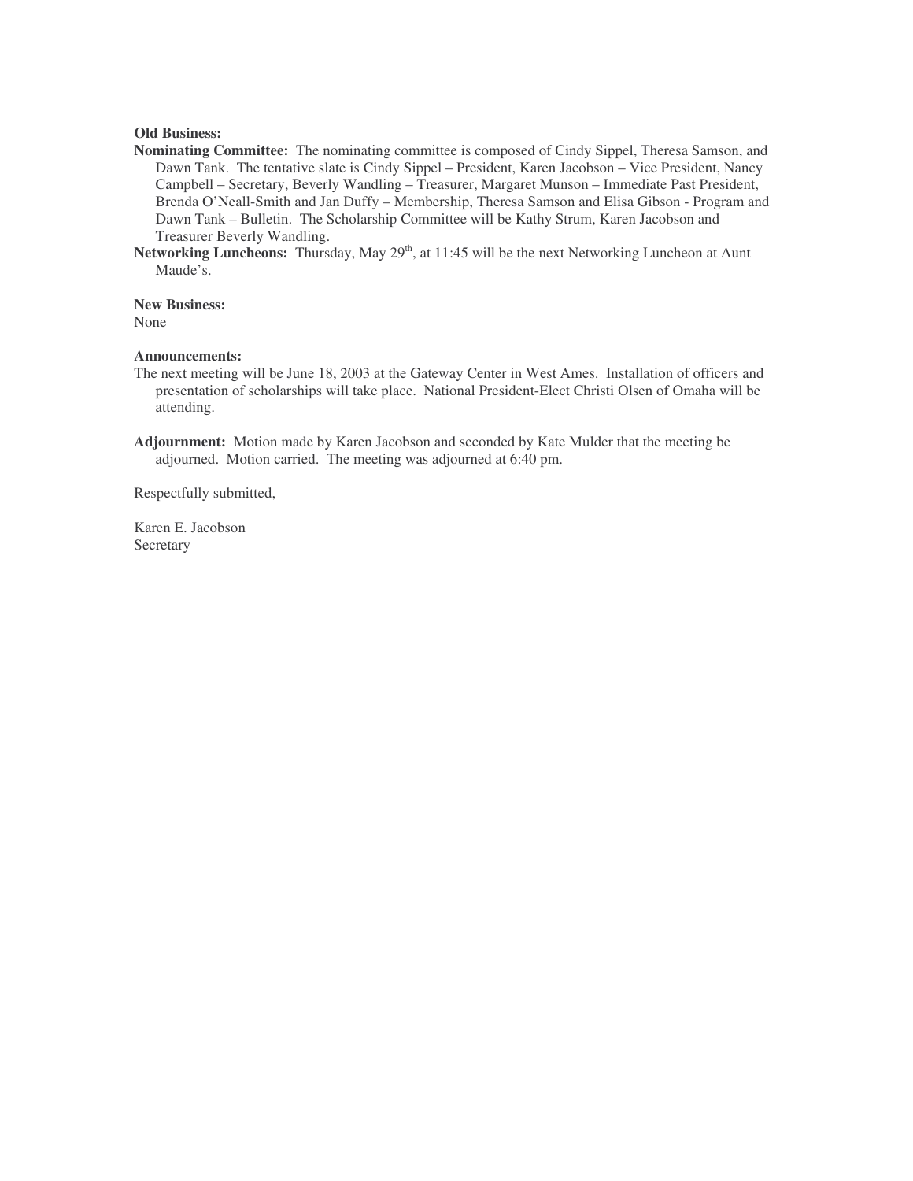**Old Business:**

**Nominating Committee:** The nominating committee is composed of Cindy Sippel, Theresa Samson, and Dawn Tank. The tentative slate is Cindy Sippel – President, Karen Jacobson – Vice President, Nancy Campbell – Secretary, Beverly Wandling – Treasurer, Margaret Munson – Immediate Past President, Brenda O'Neall-Smith and Jan Duffy – Membership, Theresa Samson and Elisa Gibson - Program and Dawn Tank – Bulletin. The Scholarship Committee will be Kathy Strum, Karen Jacobson and Treasurer Beverly Wandling.

**Networking Luncheons:** Thursday, May 29th, at 11:45 will be the next Networking Luncheon at Aunt Maude's.

**New Business:**

None

**Announcements:**

The next meeting will be June 18, 2003 at the Gateway Center in West Ames. Installation of officers and presentation of scholarships will take place. National President-Elect Christi Olsen of Omaha will be attending.

**Adjournment:** Motion made by Karen Jacobson and seconded by Kate Mulder that the meeting be adjourned. Motion carried. The meeting was adjourned at 6:40 pm.

Respectfully submitted,

Karen E. Jacobson
Secretary